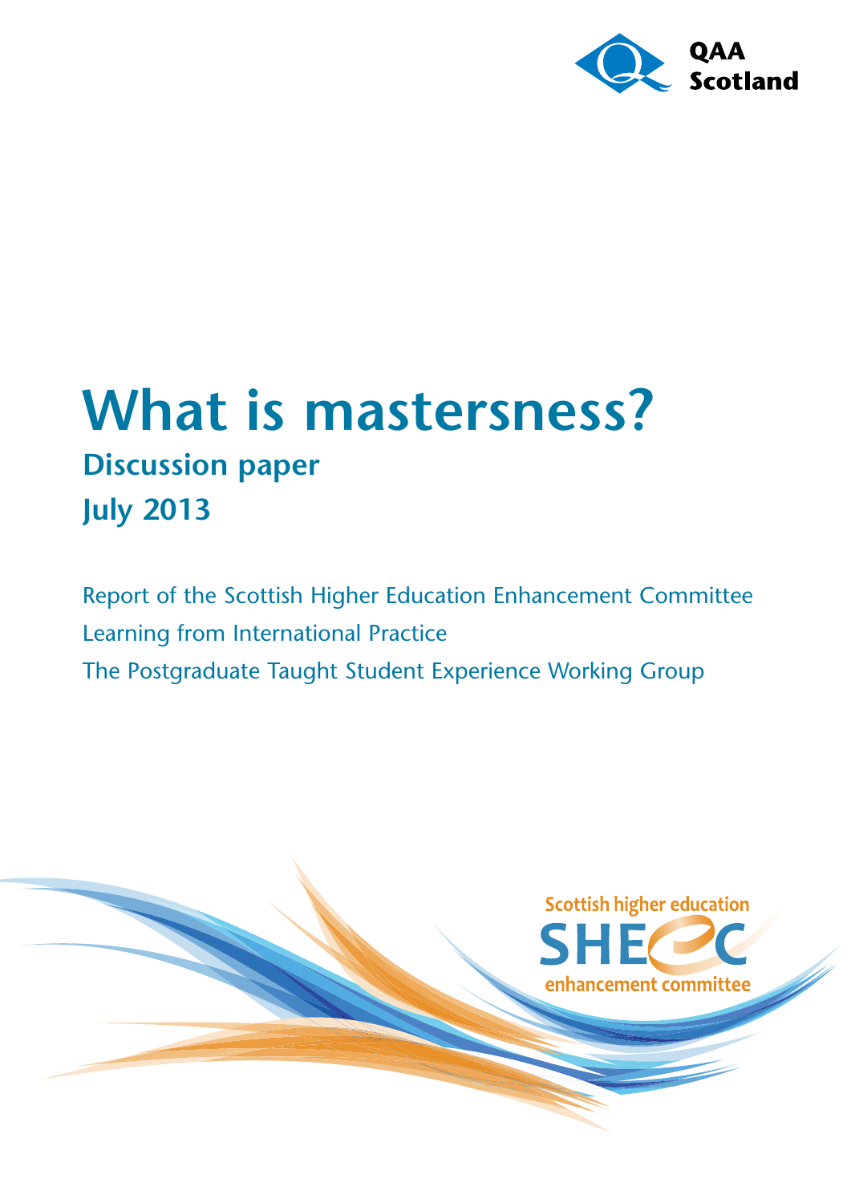QAA Scotland

# What is mastersness?

## Discussion paper

## July 2013

Report of the Scottish Higher Education Enhancement Committee

Learning from International Practice

The Postgraduate Taught Student Experience Working Group

Scottish higher education

SHEEC

enhancement committee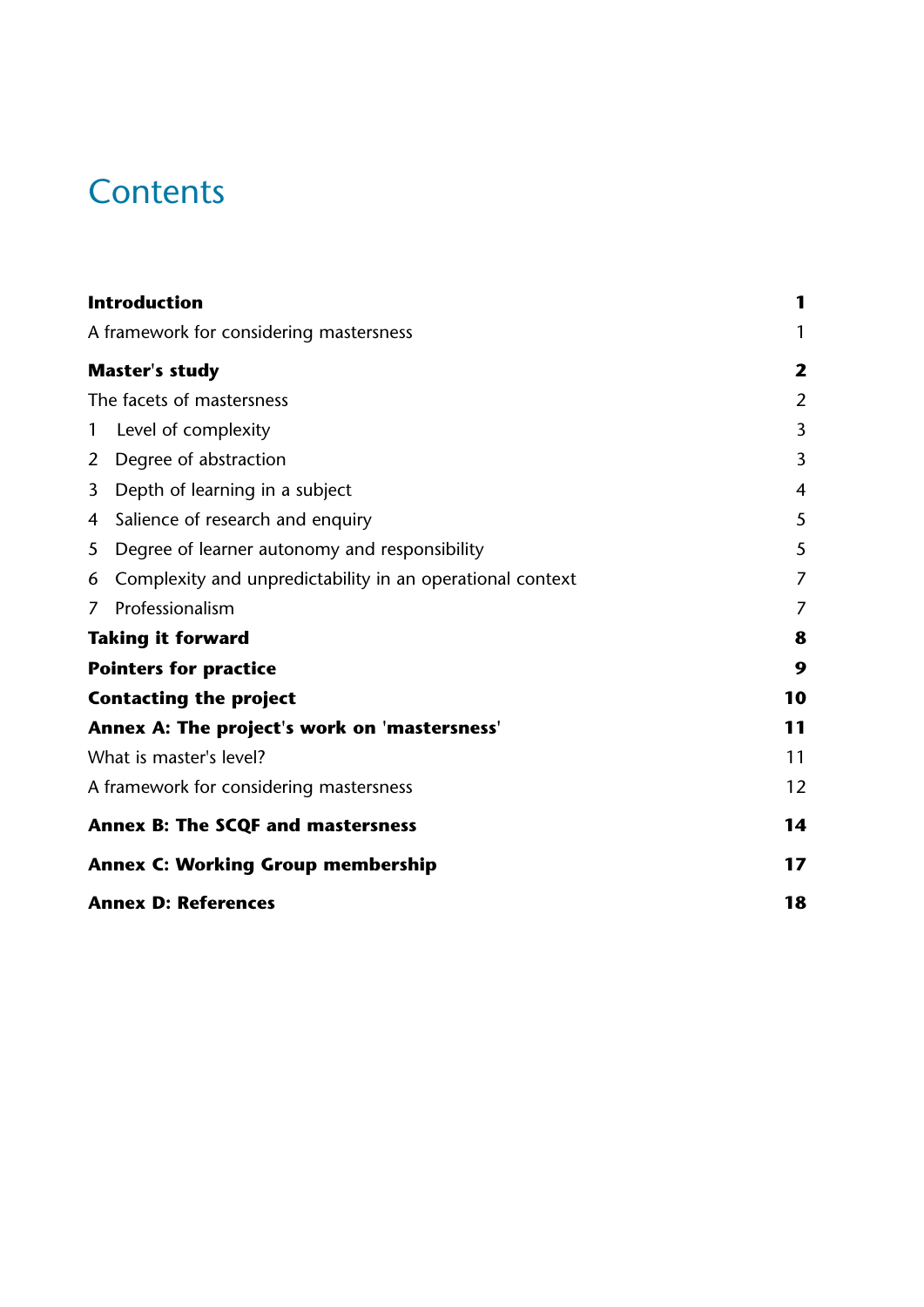# Contents

| | |
|---|---|
| **Introduction** | **1** |
| A framework for considering mastersness | 1 |
| **Master's study** | **2** |
| The facets of mastersness | 2 |
| 1 Level of complexity | 3 |
| 2 Degree of abstraction | 3 |
| 3 Depth of learning in a subject | 4 |
| 4 Salience of research and enquiry | 5 |
| 5 Degree of learner autonomy and responsibility | 5 |
| 6 Complexity and unpredictability in an operational context | 7 |
| 7 Professionalism | 7 |
| **Taking it forward** | **8** |
| **Pointers for practice** | **9** |
| **Contacting the project** | **10** |
| **Annex A: The project's work on 'mastersness'** | **11** |
| What is master's level? | 11 |
| A framework for considering mastersness | 12 |
| **Annex B: The SCQF and mastersness** | **14** |
| **Annex C: Working Group membership** | **17** |
| **Annex D: References** | **18** |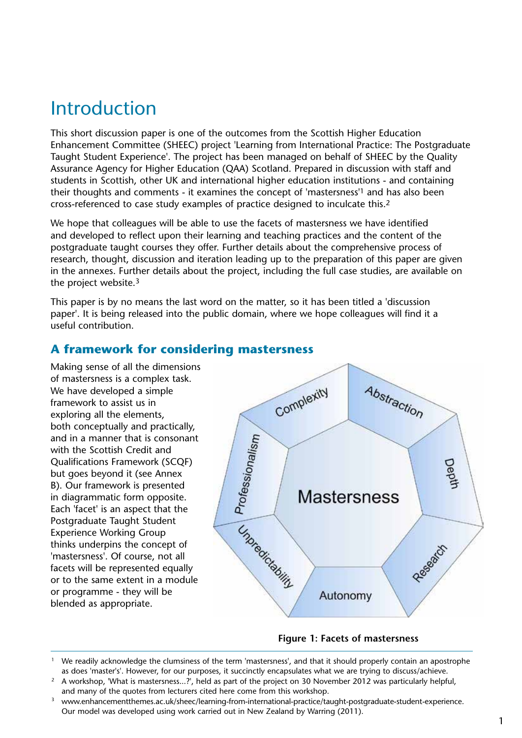# Introduction

This short discussion paper is one of the outcomes from the Scottish Higher Education Enhancement Committee (SHEEC) project 'Learning from International Practice: The Postgraduate Taught Student Experience'. The project has been managed on behalf of SHEEC by the Quality Assurance Agency for Higher Education (QAA) Scotland. Prepared in discussion with staff and students in Scottish, other UK and international higher education institutions - and containing their thoughts and comments - it examines the concept of 'mastersness'[1] and has also been cross-referenced to case study examples of practice designed to inculcate this.[2]

We hope that colleagues will be able to use the facets of mastersness we have identified and developed to reflect upon their learning and teaching practices and the content of the postgraduate taught courses they offer. Further details about the comprehensive process of research, thought, discussion and iteration leading up to the preparation of this paper are given in the annexes. Further details about the project, including the full case studies, are available on the project website.[3]

This paper is by no means the last word on the matter, so it has been titled a 'discussion paper'. It is being released into the public domain, where we hope colleagues will find it a useful contribution.

## A framework for considering mastersness

Making sense of all the dimensions of mastersness is a complex task. We have developed a simple framework to assist us in exploring all the elements, both conceptually and practically, and in a manner that is consonant with the Scottish Credit and Qualifications Framework (SCQF) but goes beyond it (see Annex B). Our framework is presented in diagrammatic form opposite. Each 'facet' is an aspect that the Postgraduate Taught Student Experience Working Group thinks underpins the concept of 'mastersness'. Of course, not all facets will be represented equally or to the same extent in a module or programme - they will be blended as appropriate.

Mastersness: Complexity, Abstraction, Depth, Research, Autonomy, Unpredictability, Professionalism

**Figure 1: Facets of mastersness**

---

[1] We readily acknowledge the clumsiness of the term 'mastersness', and that it should properly contain an apostrophe as does 'master's'. However, for our purposes, it succinctly encapsulates what we are trying to discuss/achieve.

[2] A workshop, 'What is mastersness...?', held as part of the project on 30 November 2012 was particularly helpful, and many of the quotes from lecturers cited here come from this workshop.

[3] www.enhancementthemes.ac.uk/sheec/learning-from-international-practice/taught-postgraduate-student-experience. Our model was developed using work carried out in New Zealand by Warring (2011).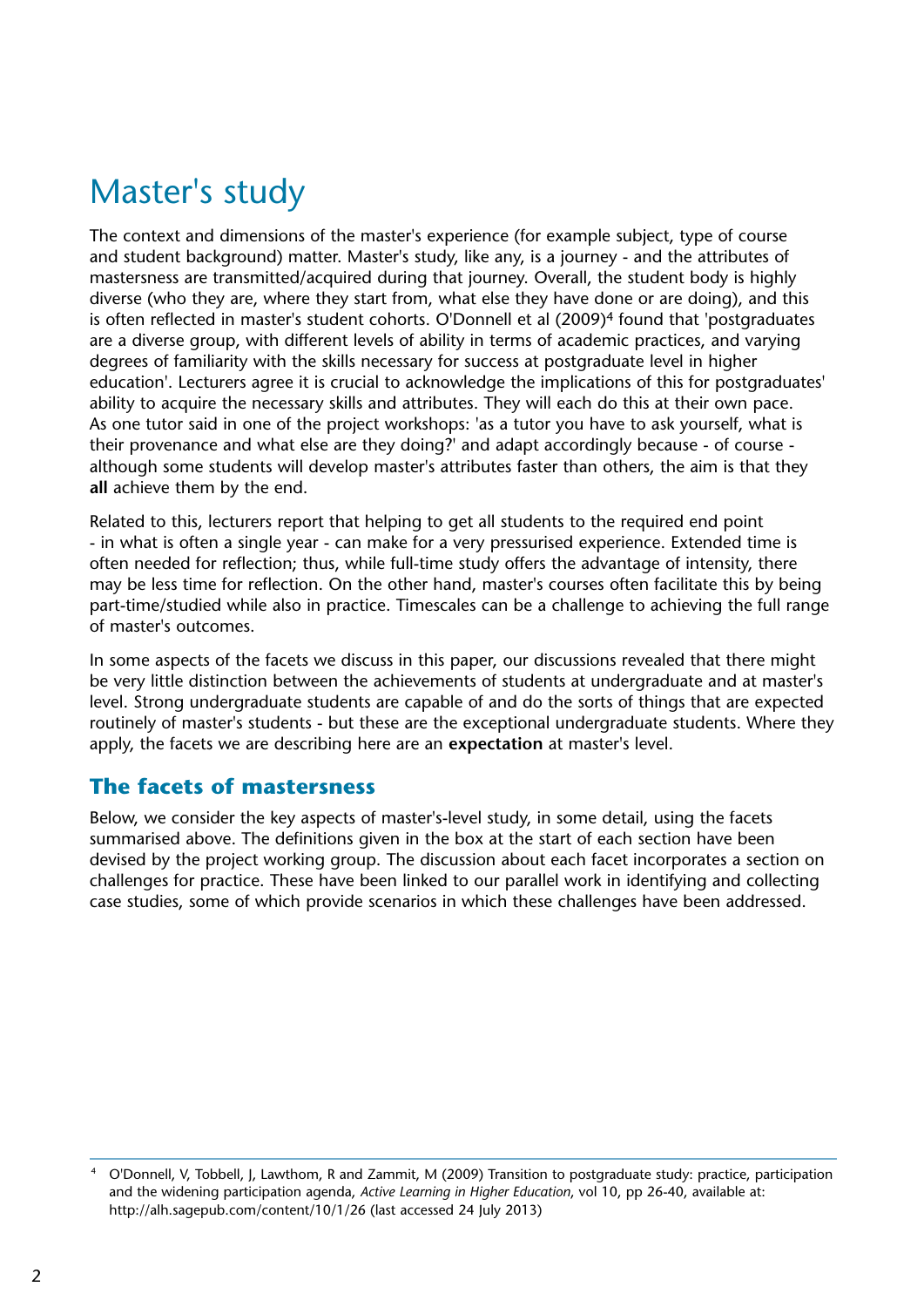# Master's study

The context and dimensions of the master's experience (for example subject, type of course and student background) matter. Master's study, like any, is a journey - and the attributes of mastersness are transmitted/acquired during that journey. Overall, the student body is highly diverse (who they are, where they start from, what else they have done or are doing), and this is often reflected in master's student cohorts. O'Donnell et al (2009)[4] found that 'postgraduates are a diverse group, with different levels of ability in terms of academic practices, and varying degrees of familiarity with the skills necessary for success at postgraduate level in higher education'. Lecturers agree it is crucial to acknowledge the implications of this for postgraduates' ability to acquire the necessary skills and attributes. They will each do this at their own pace. As one tutor said in one of the project workshops: 'as a tutor you have to ask yourself, what is their provenance and what else are they doing?' and adapt accordingly because - of course - although some students will develop master's attributes faster than others, the aim is that they **all** achieve them by the end.

Related to this, lecturers report that helping to get all students to the required end point - in what is often a single year - can make for a very pressurised experience. Extended time is often needed for reflection; thus, while full-time study offers the advantage of intensity, there may be less time for reflection. On the other hand, master's courses often facilitate this by being part-time/studied while also in practice. Timescales can be a challenge to achieving the full range of master's outcomes.

In some aspects of the facets we discuss in this paper, our discussions revealed that there might be very little distinction between the achievements of students at undergraduate and at master's level. Strong undergraduate students are capable of and do the sorts of things that are expected routinely of master's students - but these are the exceptional undergraduate students. Where they apply, the facets we are describing here are an **expectation** at master's level.

## The facets of mastersness

Below, we consider the key aspects of master's-level study, in some detail, using the facets summarised above. The definitions given in the box at the start of each section have been devised by the project working group. The discussion about each facet incorporates a section on challenges for practice. These have been linked to our parallel work in identifying and collecting case studies, some of which provide scenarios in which these challenges have been addressed.

---

[4] O'Donnell, V, Tobbell, J, Lawthom, R and Zammit, M (2009) Transition to postgraduate study: practice, participation and the widening participation agenda, *Active Learning in Higher Education*, vol 10, pp 26-40, available at: http://alh.sagepub.com/content/10/1/26 (last accessed 24 July 2013)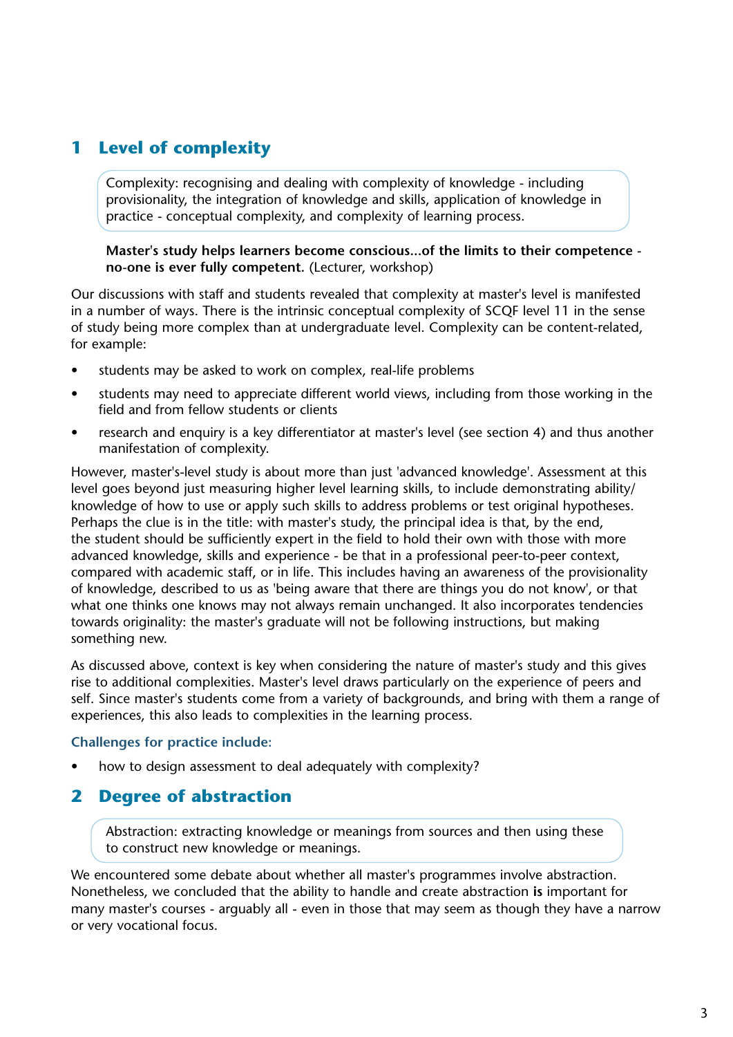## 1 Level of complexity

> Complexity: recognising and dealing with complexity of knowledge - including provisionality, the integration of knowledge and skills, application of knowledge in practice - conceptual complexity, and complexity of learning process.

**Master's study helps learners become conscious...of the limits to their competence - no-one is ever fully competent.** (Lecturer, workshop)

Our discussions with staff and students revealed that complexity at master's level is manifested in a number of ways. There is the intrinsic conceptual complexity of SCQF level 11 in the sense of study being more complex than at undergraduate level. Complexity can be content-related, for example:

- students may be asked to work on complex, real-life problems
- students may need to appreciate different world views, including from those working in the field and from fellow students or clients
- research and enquiry is a key differentiator at master's level (see section 4) and thus another manifestation of complexity.

However, master's-level study is about more than just 'advanced knowledge'. Assessment at this level goes beyond just measuring higher level learning skills, to include demonstrating ability/knowledge of how to use or apply such skills to address problems or test original hypotheses. Perhaps the clue is in the title: with master's study, the principal idea is that, by the end, the student should be sufficiently expert in the field to hold their own with those with more advanced knowledge, skills and experience - be that in a professional peer-to-peer context, compared with academic staff, or in life. This includes having an awareness of the provisionality of knowledge, described to us as 'being aware that there are things you do not know', or that what one thinks one knows may not always remain unchanged. It also incorporates tendencies towards originality: the master's graduate will not be following instructions, but making something new.

As discussed above, context is key when considering the nature of master's study and this gives rise to additional complexities. Master's level draws particularly on the experience of peers and self. Since master's students come from a variety of backgrounds, and bring with them a range of experiences, this also leads to complexities in the learning process.

### Challenges for practice include:

- how to design assessment to deal adequately with complexity?

## 2 Degree of abstraction

> Abstraction: extracting knowledge or meanings from sources and then using these to construct new knowledge or meanings.

We encountered some debate about whether all master's programmes involve abstraction. Nonetheless, we concluded that the ability to handle and create abstraction **is** important for many master's courses - arguably all - even in those that may seem as though they have a narrow or very vocational focus.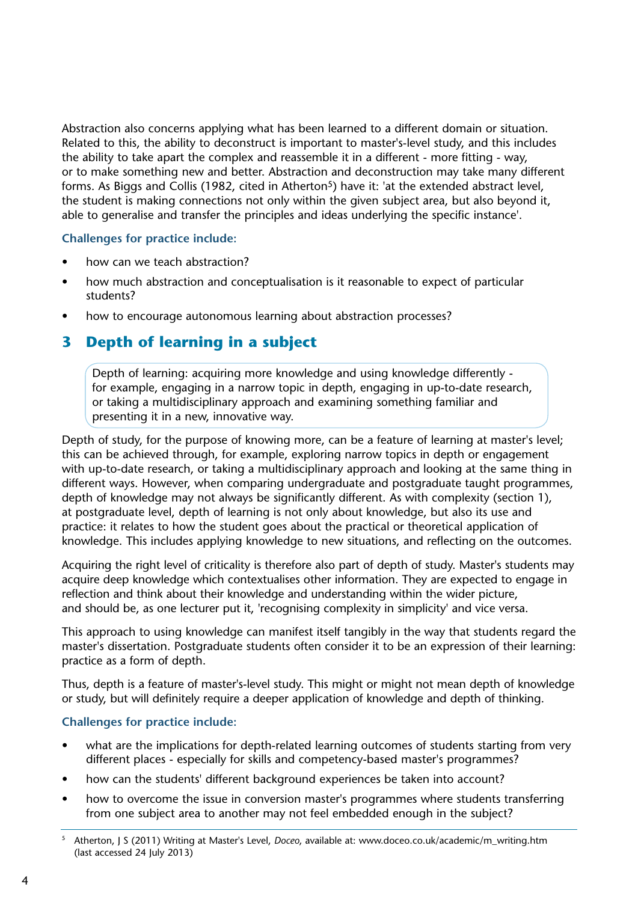Abstraction also concerns applying what has been learned to a different domain or situation. Related to this, the ability to deconstruct is important to master's-level study, and this includes the ability to take apart the complex and reassemble it in a different - more fitting - way, or to make something new and better. Abstraction and deconstruction may take many different forms. As Biggs and Collis (1982, cited in Atherton[5]) have it: 'at the extended abstract level, the student is making connections not only within the given subject area, but also beyond it, able to generalise and transfer the principles and ideas underlying the specific instance'.

**Challenges for practice include:**

- how can we teach abstraction?
- how much abstraction and conceptualisation is it reasonable to expect of particular students?
- how to encourage autonomous learning about abstraction processes?

## 3 Depth of learning in a subject

> Depth of learning: acquiring more knowledge and using knowledge differently - for example, engaging in a narrow topic in depth, engaging in up-to-date research, or taking a multidisciplinary approach and examining something familiar and presenting it in a new, innovative way.

Depth of study, for the purpose of knowing more, can be a feature of learning at master's level; this can be achieved through, for example, exploring narrow topics in depth or engagement with up-to-date research, or taking a multidisciplinary approach and looking at the same thing in different ways. However, when comparing undergraduate and postgraduate taught programmes, depth of knowledge may not always be significantly different. As with complexity (section 1), at postgraduate level, depth of learning is not only about knowledge, but also its use and practice: it relates to how the student goes about the practical or theoretical application of knowledge. This includes applying knowledge to new situations, and reflecting on the outcomes.

Acquiring the right level of criticality is therefore also part of depth of study. Master's students may acquire deep knowledge which contextualises other information. They are expected to engage in reflection and think about their knowledge and understanding within the wider picture, and should be, as one lecturer put it, 'recognising complexity in simplicity' and vice versa.

This approach to using knowledge can manifest itself tangibly in the way that students regard the master's dissertation. Postgraduate students often consider it to be an expression of their learning: practice as a form of depth.

Thus, depth is a feature of master's-level study. This might or might not mean depth of knowledge or study, but will definitely require a deeper application of knowledge and depth of thinking.

**Challenges for practice include:**

- what are the implications for depth-related learning outcomes of students starting from very different places - especially for skills and competency-based master's programmes?
- how can the students' different background experiences be taken into account?
- how to overcome the issue in conversion master's programmes where students transferring from one subject area to another may not feel embedded enough in the subject?

---

[5] Atherton, J S (2011) Writing at Master's Level, *Doceo*, available at: www.doceo.co.uk/academic/m_writing.htm (last accessed 24 July 2013)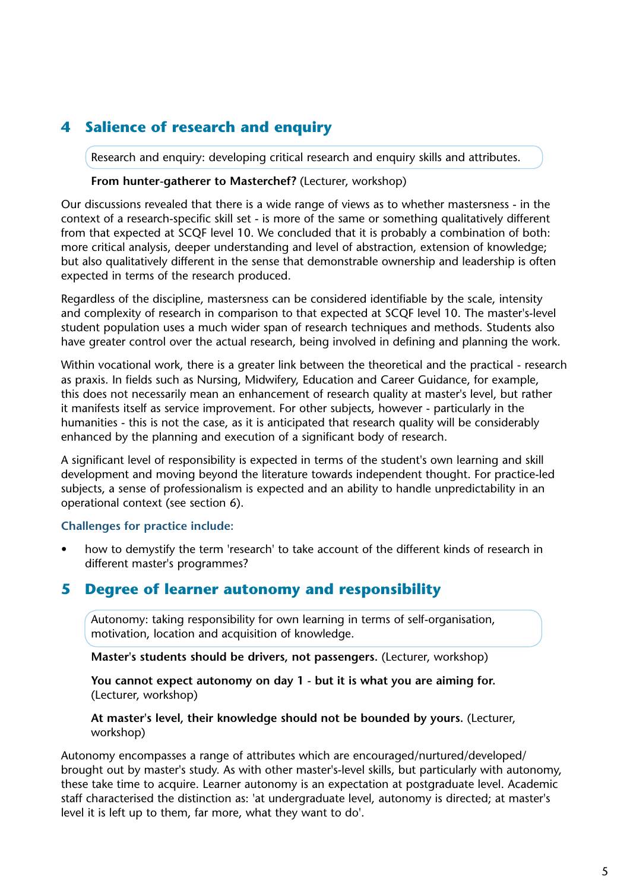## 4 Salience of research and enquiry

> Research and enquiry: developing critical research and enquiry skills and attributes.

**From hunter-gatherer to Masterchef?** (Lecturer, workshop)

Our discussions revealed that there is a wide range of views as to whether mastersness - in the context of a research-specific skill set - is more of the same or something qualitatively different from that expected at SCQF level 10. We concluded that it is probably a combination of both: more critical analysis, deeper understanding and level of abstraction, extension of knowledge; but also qualitatively different in the sense that demonstrable ownership and leadership is often expected in terms of the research produced.

Regardless of the discipline, mastersness can be considered identifiable by the scale, intensity and complexity of research in comparison to that expected at SCQF level 10. The master's-level student population uses a much wider span of research techniques and methods. Students also have greater control over the actual research, being involved in defining and planning the work.

Within vocational work, there is a greater link between the theoretical and the practical - research as praxis. In fields such as Nursing, Midwifery, Education and Career Guidance, for example, this does not necessarily mean an enhancement of research quality at master's level, but rather it manifests itself as service improvement. For other subjects, however - particularly in the humanities - this is not the case, as it is anticipated that research quality will be considerably enhanced by the planning and execution of a significant body of research.

A significant level of responsibility is expected in terms of the student's own learning and skill development and moving beyond the literature towards independent thought. For practice-led subjects, a sense of professionalism is expected and an ability to handle unpredictability in an operational context (see section 6).

### Challenges for practice include:

- how to demystify the term 'research' to take account of the different kinds of research in different master's programmes?

## 5 Degree of learner autonomy and responsibility

> Autonomy: taking responsibility for own learning in terms of self-organisation, motivation, location and acquisition of knowledge.

**Master's students should be drivers, not passengers.** (Lecturer, workshop)

**You cannot expect autonomy on day 1 - but it is what you are aiming for.** (Lecturer, workshop)

**At master's level, their knowledge should not be bounded by yours.** (Lecturer, workshop)

Autonomy encompasses a range of attributes which are encouraged/nurtured/developed/brought out by master's study. As with other master's-level skills, but particularly with autonomy, these take time to acquire. Learner autonomy is an expectation at postgraduate level. Academic staff characterised the distinction as: 'at undergraduate level, autonomy is directed; at master's level it is left up to them, far more, what they want to do'.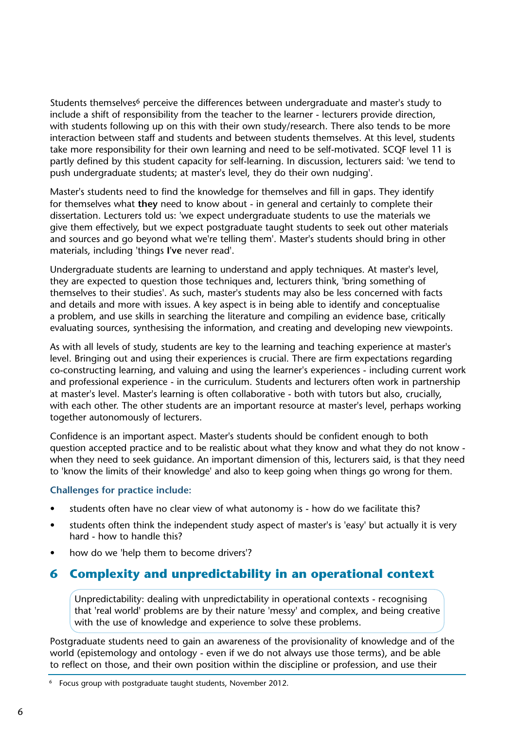Students themselves[6] perceive the differences between undergraduate and master's study to include a shift of responsibility from the teacher to the learner - lecturers provide direction, with students following up on this with their own study/research. There also tends to be more interaction between staff and students and between students themselves. At this level, students take more responsibility for their own learning and need to be self-motivated. SCQF level 11 is partly defined by this student capacity for self-learning. In discussion, lecturers said: 'we tend to push undergraduate students; at master's level, they do their own nudging'.

Master's students need to find the knowledge for themselves and fill in gaps. They identify for themselves what **they** need to know about - in general and certainly to complete their dissertation. Lecturers told us: 'we expect undergraduate students to use the materials we give them effectively, but we expect postgraduate taught students to seek out other materials and sources and go beyond what we're telling them'. Master's students should bring in other materials, including 'things **I've** never read'.

Undergraduate students are learning to understand and apply techniques. At master's level, they are expected to question those techniques and, lecturers think, 'bring something of themselves to their studies'. As such, master's students may also be less concerned with facts and details and more with issues. A key aspect is in being able to identify and conceptualise a problem, and use skills in searching the literature and compiling an evidence base, critically evaluating sources, synthesising the information, and creating and developing new viewpoints.

As with all levels of study, students are key to the learning and teaching experience at master's level. Bringing out and using their experiences is crucial. There are firm expectations regarding co-constructing learning, and valuing and using the learner's experiences - including current work and professional experience - in the curriculum. Students and lecturers often work in partnership at master's level. Master's learning is often collaborative - both with tutors but also, crucially, with each other. The other students are an important resource at master's level, perhaps working together autonomously of lecturers.

Confidence is an important aspect. Master's students should be confident enough to both question accepted practice and to be realistic about what they know and what they do not know - when they need to seek guidance. An important dimension of this, lecturers said, is that they need to 'know the limits of their knowledge' and also to keep going when things go wrong for them.

**Challenges for practice include:**

- students often have no clear view of what autonomy is - how do we facilitate this?
- students often think the independent study aspect of master's is 'easy' but actually it is very hard - how to handle this?
- how do we 'help them to become drivers'?

## 6 Complexity and unpredictability in an operational context

> Unpredictability: dealing with unpredictability in operational contexts - recognising that 'real world' problems are by their nature 'messy' and complex, and being creative with the use of knowledge and experience to solve these problems.

Postgraduate students need to gain an awareness of the provisionality of knowledge and of the world (epistemology and ontology - even if we do not always use those terms), and be able to reflect on those, and their own position within the discipline or profession, and use their

[6] Focus group with postgraduate taught students, November 2012.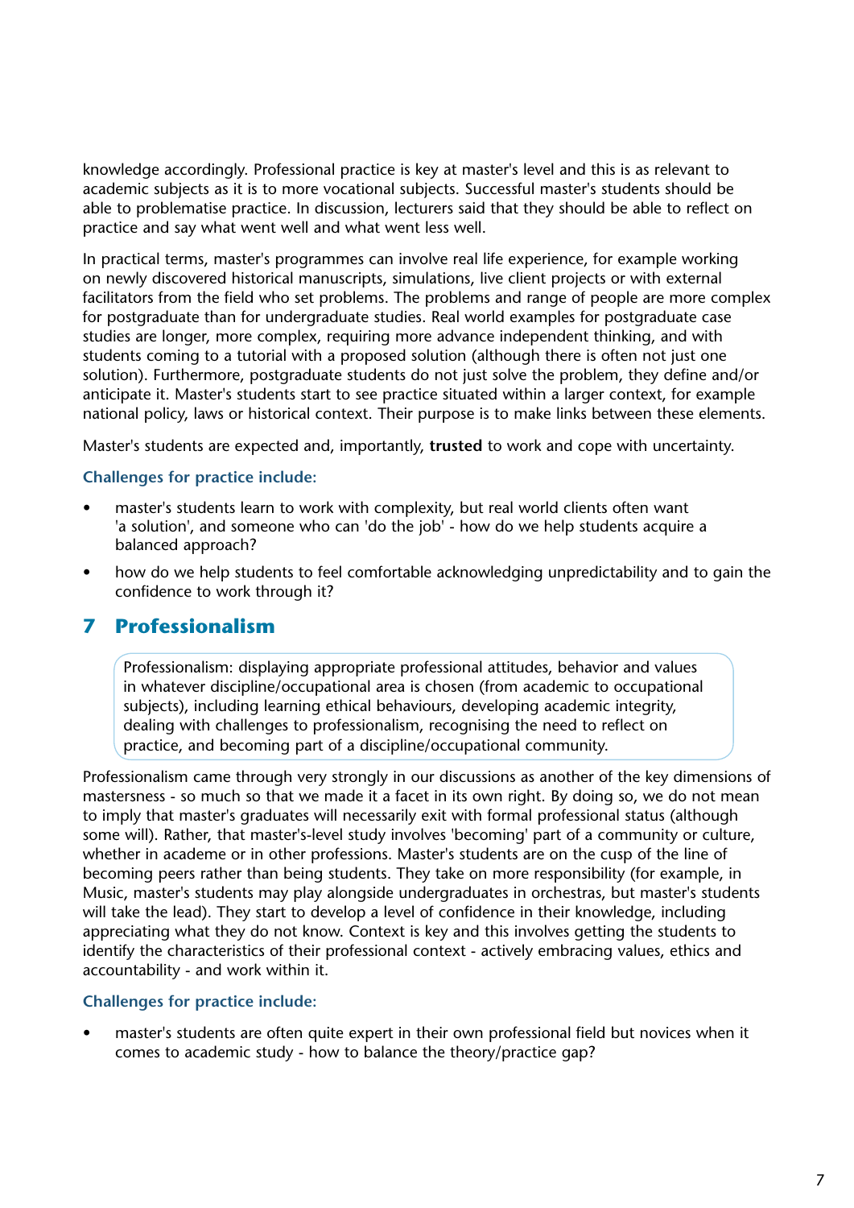knowledge accordingly. Professional practice is key at master's level and this is as relevant to academic subjects as it is to more vocational subjects. Successful master's students should be able to problematise practice. In discussion, lecturers said that they should be able to reflect on practice and say what went well and what went less well.

In practical terms, master's programmes can involve real life experience, for example working on newly discovered historical manuscripts, simulations, live client projects or with external facilitators from the field who set problems. The problems and range of people are more complex for postgraduate than for undergraduate studies. Real world examples for postgraduate case studies are longer, more complex, requiring more advance independent thinking, and with students coming to a tutorial with a proposed solution (although there is often not just one solution). Furthermore, postgraduate students do not just solve the problem, they define and/or anticipate it. Master's students start to see practice situated within a larger context, for example national policy, laws or historical context. Their purpose is to make links between these elements.

Master's students are expected and, importantly, **trusted** to work and cope with uncertainty.

#### Challenges for practice include:

- master's students learn to work with complexity, but real world clients often want 'a solution', and someone who can 'do the job' - how do we help students acquire a balanced approach?
- how do we help students to feel comfortable acknowledging unpredictability and to gain the confidence to work through it?

## 7 Professionalism

> Professionalism: displaying appropriate professional attitudes, behavior and values in whatever discipline/occupational area is chosen (from academic to occupational subjects), including learning ethical behaviours, developing academic integrity, dealing with challenges to professionalism, recognising the need to reflect on practice, and becoming part of a discipline/occupational community.

Professionalism came through very strongly in our discussions as another of the key dimensions of mastersness - so much so that we made it a facet in its own right. By doing so, we do not mean to imply that master's graduates will necessarily exit with formal professional status (although some will). Rather, that master's-level study involves 'becoming' part of a community or culture, whether in academe or in other professions. Master's students are on the cusp of the line of becoming peers rather than being students. They take on more responsibility (for example, in Music, master's students may play alongside undergraduates in orchestras, but master's students will take the lead). They start to develop a level of confidence in their knowledge, including appreciating what they do not know. Context is key and this involves getting the students to identify the characteristics of their professional context - actively embracing values, ethics and accountability - and work within it.

#### Challenges for practice include:

- master's students are often quite expert in their own professional field but novices when it comes to academic study - how to balance the theory/practice gap?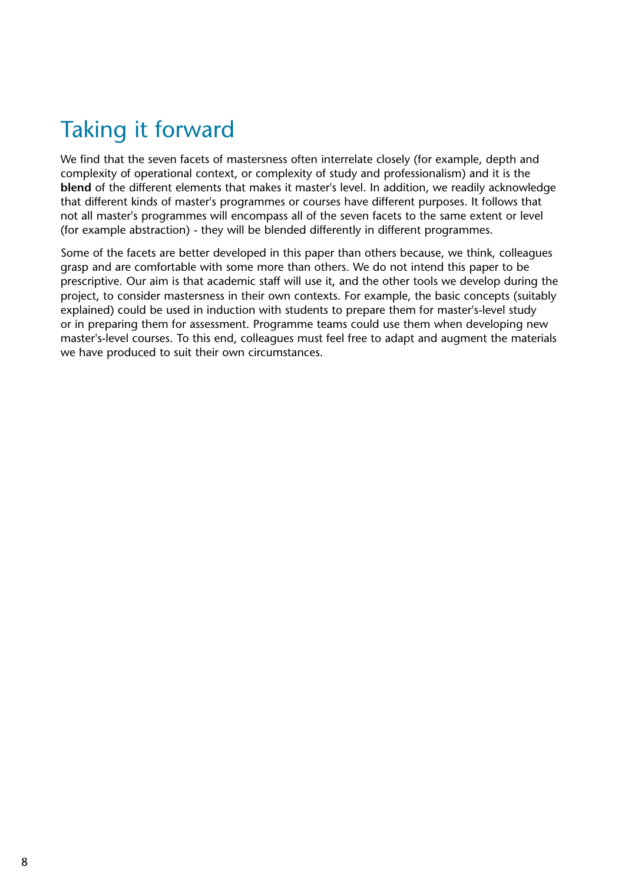# Taking it forward

We find that the seven facets of mastersness often interrelate closely (for example, depth and complexity of operational context, or complexity of study and professionalism) and it is the **blend** of the different elements that makes it master's level. In addition, we readily acknowledge that different kinds of master's programmes or courses have different purposes. It follows that not all master's programmes will encompass all of the seven facets to the same extent or level (for example abstraction) - they will be blended differently in different programmes.

Some of the facets are better developed in this paper than others because, we think, colleagues grasp and are comfortable with some more than others. We do not intend this paper to be prescriptive. Our aim is that academic staff will use it, and the other tools we develop during the project, to consider mastersness in their own contexts. For example, the basic concepts (suitably explained) could be used in induction with students to prepare them for master's-level study or in preparing them for assessment. Programme teams could use them when developing new master's-level courses. To this end, colleagues must feel free to adapt and augment the materials we have produced to suit their own circumstances.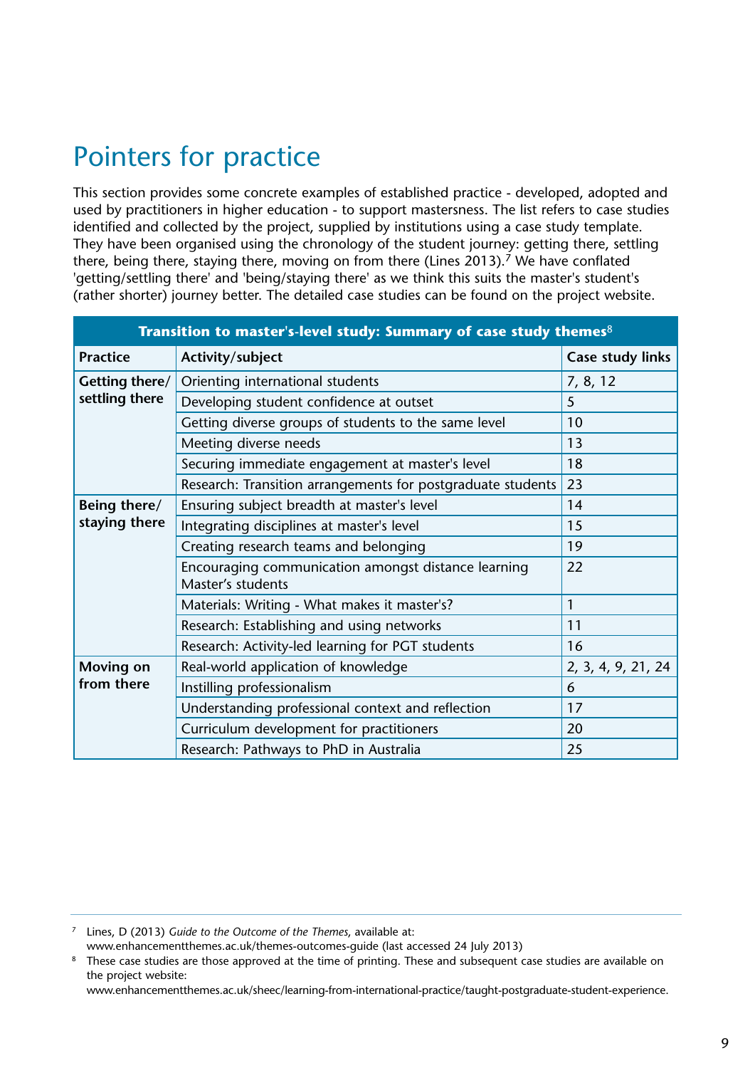# Pointers for practice

This section provides some concrete examples of established practice - developed, adopted and used by practitioners in higher education - to support mastersness. The list refers to case studies identified and collected by the project, supplied by institutions using a case study template. They have been organised using the chronology of the student journey: getting there, settling there, being there, staying there, moving on from there (Lines 2013).[7] We have conflated 'getting/settling there' and 'being/staying there' as we think this suits the master's student's (rather shorter) journey better. The detailed case studies can be found on the project website.

| Transition to master's-level study: Summary of case study themes[8] | | |
|---|---|---|
| **Practice** | **Activity/subject** | **Case study links** |
| **Getting there/ settling there** | Orienting international students | 7, 8, 12 |
| | Developing student confidence at outset | 5 |
| | Getting diverse groups of students to the same level | 10 |
| | Meeting diverse needs | 13 |
| | Securing immediate engagement at master's level | 18 |
| | Research: Transition arrangements for postgraduate students | 23 |
| **Being there/ staying there** | Ensuring subject breadth at master's level | 14 |
| | Integrating disciplines at master's level | 15 |
| | Creating research teams and belonging | 19 |
| | Encouraging communication amongst distance learning Master's students | 22 |
| | Materials: Writing - What makes it master's? | 1 |
| | Research: Establishing and using networks | 11 |
| | Research: Activity-led learning for PGT students | 16 |
| **Moving on from there** | Real-world application of knowledge | 2, 3, 4, 9, 21, 24 |
| | Instilling professionalism | 6 |
| | Understanding professional context and reflection | 17 |
| | Curriculum development for practitioners | 20 |
| | Research: Pathways to PhD in Australia | 25 |

---

[7] Lines, D (2013) *Guide to the Outcome of the Themes*, available at: www.enhancementthemes.ac.uk/themes-outcomes-guide (last accessed 24 July 2013)

[8] These case studies are those approved at the time of printing. These and subsequent case studies are available on the project website: www.enhancementthemes.ac.uk/sheec/learning-from-international-practice/taught-postgraduate-student-experience.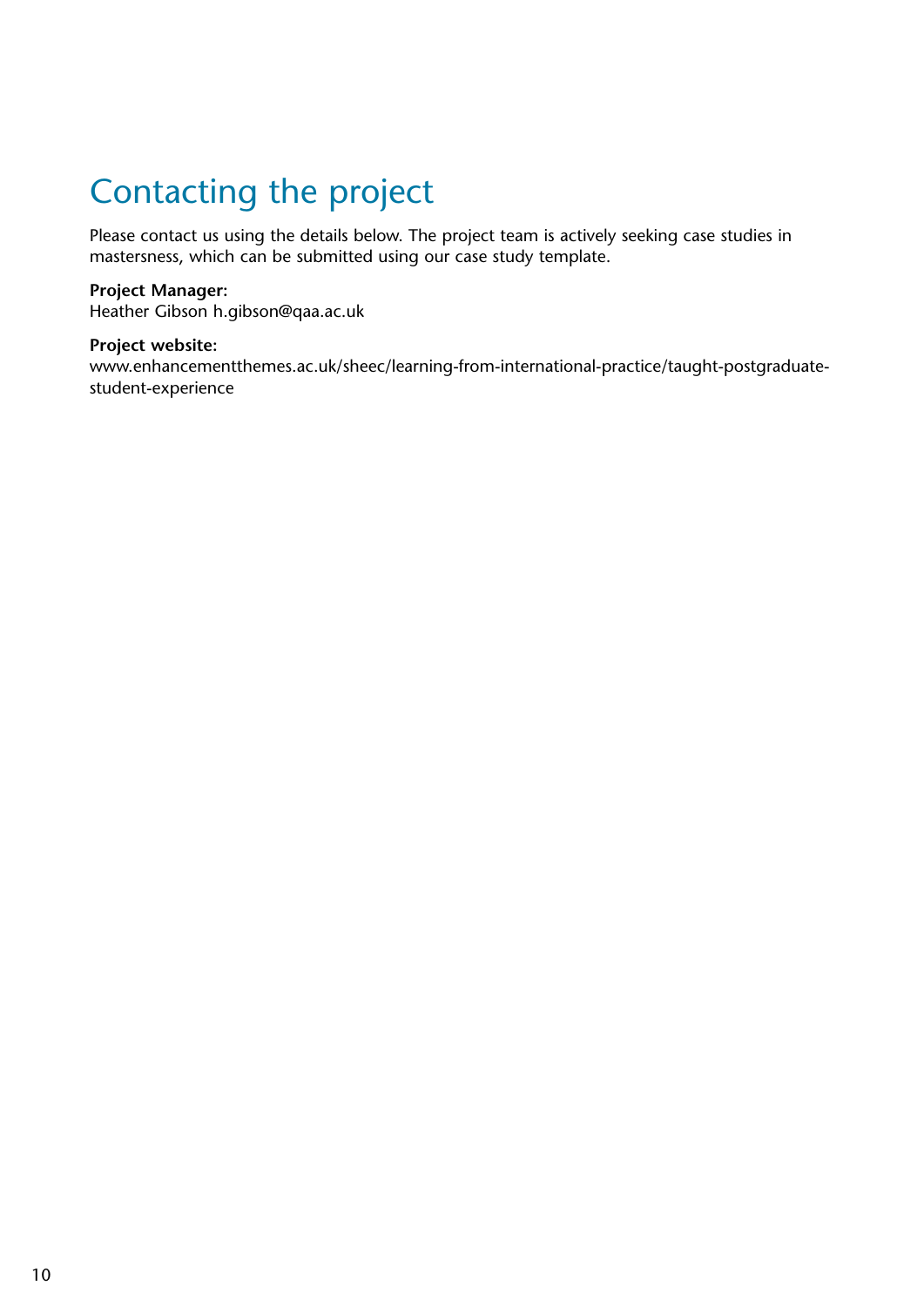# Contacting the project

Please contact us using the details below. The project team is actively seeking case studies in mastersness, which can be submitted using our case study template.

**Project Manager:**
Heather Gibson h.gibson@qaa.ac.uk

**Project website:**
www.enhancementthemes.ac.uk/sheec/learning-from-international-practice/taught-postgraduate-student-experience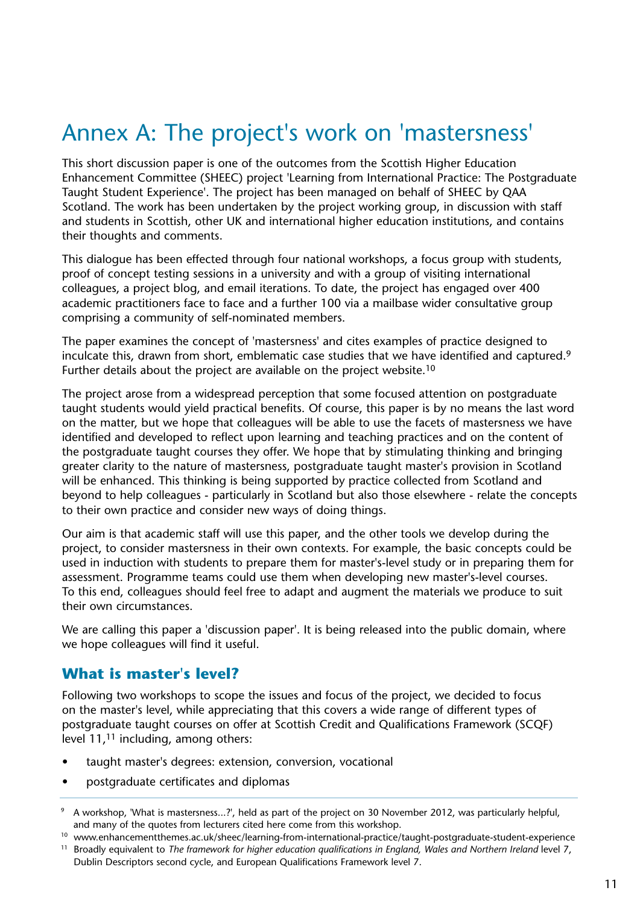# Annex A: The project's work on 'mastersness'

This short discussion paper is one of the outcomes from the Scottish Higher Education Enhancement Committee (SHEEC) project 'Learning from International Practice: The Postgraduate Taught Student Experience'. The project has been managed on behalf of SHEEC by QAA Scotland. The work has been undertaken by the project working group, in discussion with staff and students in Scottish, other UK and international higher education institutions, and contains their thoughts and comments.

This dialogue has been effected through four national workshops, a focus group with students, proof of concept testing sessions in a university and with a group of visiting international colleagues, a project blog, and email iterations. To date, the project has engaged over 400 academic practitioners face to face and a further 100 via a mailbase wider consultative group comprising a community of self-nominated members.

The paper examines the concept of 'mastersness' and cites examples of practice designed to inculcate this, drawn from short, emblematic case studies that we have identified and captured.[9] Further details about the project are available on the project website.[10]

The project arose from a widespread perception that some focused attention on postgraduate taught students would yield practical benefits. Of course, this paper is by no means the last word on the matter, but we hope that colleagues will be able to use the facets of mastersness we have identified and developed to reflect upon learning and teaching practices and on the content of the postgraduate taught courses they offer. We hope that by stimulating thinking and bringing greater clarity to the nature of mastersness, postgraduate taught master's provision in Scotland will be enhanced. This thinking is being supported by practice collected from Scotland and beyond to help colleagues - particularly in Scotland but also those elsewhere - relate the concepts to their own practice and consider new ways of doing things.

Our aim is that academic staff will use this paper, and the other tools we develop during the project, to consider mastersness in their own contexts. For example, the basic concepts could be used in induction with students to prepare them for master's-level study or in preparing them for assessment. Programme teams could use them when developing new master's-level courses. To this end, colleagues should feel free to adapt and augment the materials we produce to suit their own circumstances.

We are calling this paper a 'discussion paper'. It is being released into the public domain, where we hope colleagues will find it useful.

## What is master's level?

Following two workshops to scope the issues and focus of the project, we decided to focus on the master's level, while appreciating that this covers a wide range of different types of postgraduate taught courses on offer at Scottish Credit and Qualifications Framework (SCQF) level 11,[11] including, among others:

- taught master's degrees: extension, conversion, vocational
- postgraduate certificates and diplomas

---

[9] A workshop, 'What is mastersness...?', held as part of the project on 30 November 2012, was particularly helpful, and many of the quotes from lecturers cited here come from this workshop.

[10] www.enhancementthemes.ac.uk/sheec/learning-from-international-practice/taught-postgraduate-student-experience

[11] Broadly equivalent to *The framework for higher education qualifications in England, Wales and Northern Ireland* level 7, Dublin Descriptors second cycle, and European Qualifications Framework level 7.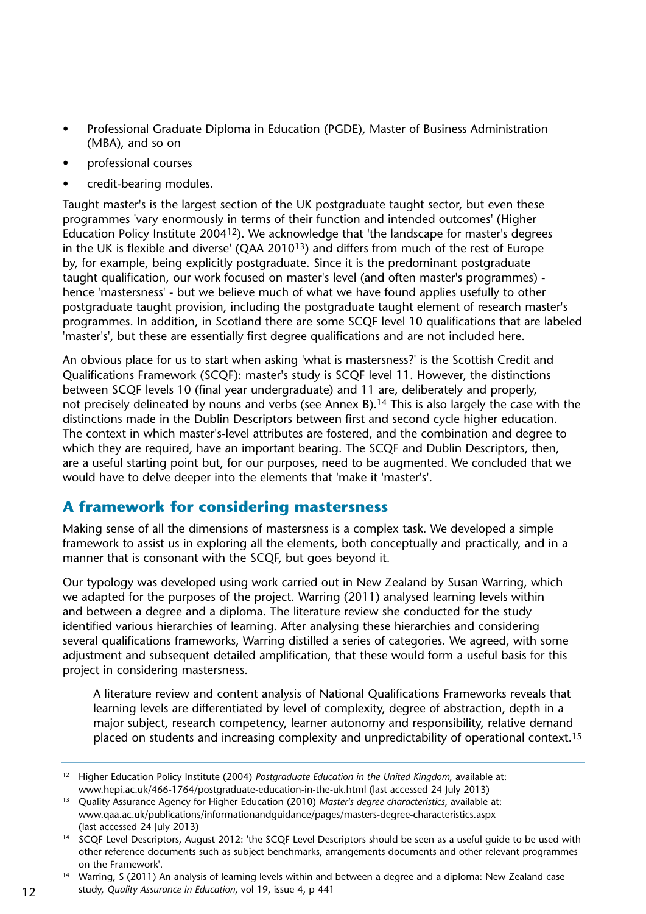- Professional Graduate Diploma in Education (PGDE), Master of Business Administration (MBA), and so on
- professional courses
- credit-bearing modules.

Taught master's is the largest section of the UK postgraduate taught sector, but even these programmes 'vary enormously in terms of their function and intended outcomes' (Higher Education Policy Institute 2004[12]). We acknowledge that 'the landscape for master's degrees in the UK is flexible and diverse' (QAA 2010[13]) and differs from much of the rest of Europe by, for example, being explicitly postgraduate. Since it is the predominant postgraduate taught qualification, our work focused on master's level (and often master's programmes) - hence 'mastersness' - but we believe much of what we have found applies usefully to other postgraduate taught provision, including the postgraduate taught element of research master's programmes. In addition, in Scotland there are some SCQF level 10 qualifications that are labeled 'master's', but these are essentially first degree qualifications and are not included here.

An obvious place for us to start when asking 'what is mastersness?' is the Scottish Credit and Qualifications Framework (SCQF): master's study is SCQF level 11. However, the distinctions between SCQF levels 10 (final year undergraduate) and 11 are, deliberately and properly, not precisely delineated by nouns and verbs (see Annex B).[14] This is also largely the case with the distinctions made in the Dublin Descriptors between first and second cycle higher education. The context in which master's-level attributes are fostered, and the combination and degree to which they are required, have an important bearing. The SCQF and Dublin Descriptors, then, are a useful starting point but, for our purposes, need to be augmented. We concluded that we would have to delve deeper into the elements that 'make it 'master's'.

## A framework for considering mastersness

Making sense of all the dimensions of mastersness is a complex task. We developed a simple framework to assist us in exploring all the elements, both conceptually and practically, and in a manner that is consonant with the SCQF, but goes beyond it.

Our typology was developed using work carried out in New Zealand by Susan Warring, which we adapted for the purposes of the project. Warring (2011) analysed learning levels within and between a degree and a diploma. The literature review she conducted for the study identified various hierarchies of learning. After analysing these hierarchies and considering several qualifications frameworks, Warring distilled a series of categories. We agreed, with some adjustment and subsequent detailed amplification, that these would form a useful basis for this project in considering mastersness.

> A literature review and content analysis of National Qualifications Frameworks reveals that learning levels are differentiated by level of complexity, degree of abstraction, depth in a major subject, research competency, learner autonomy and responsibility, relative demand placed on students and increasing complexity and unpredictability of operational context.[15]

---

[12] Higher Education Policy Institute (2004) *Postgraduate Education in the United Kingdom*, available at: www.hepi.ac.uk/466-1764/postgraduate-education-in-the-uk.html (last accessed 24 July 2013)

[13] Quality Assurance Agency for Higher Education (2010) *Master's degree characteristics*, available at: www.qaa.ac.uk/publications/informationandguidance/pages/masters-degree-characteristics.aspx (last accessed 24 July 2013)

[14] SCQF Level Descriptors, August 2012: 'the SCQF Level Descriptors should be seen as a useful guide to be used with other reference documents such as subject benchmarks, arrangements documents and other relevant programmes on the Framework'.

[14] Warring, S (2011) An analysis of learning levels within and between a degree and a diploma: New Zealand case study, *Quality Assurance in Education*, vol 19, issue 4, p 441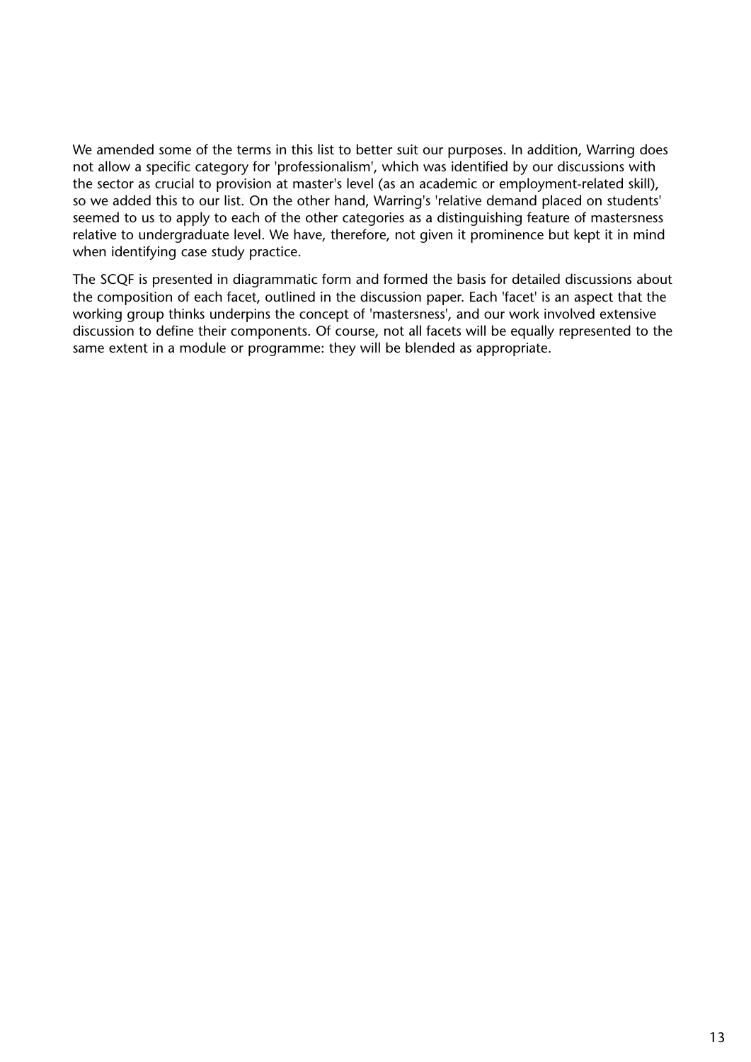We amended some of the terms in this list to better suit our purposes. In addition, Warring does not allow a specific category for 'professionalism', which was identified by our discussions with the sector as crucial to provision at master's level (as an academic or employment-related skill), so we added this to our list. On the other hand, Warring's 'relative demand placed on students' seemed to us to apply to each of the other categories as a distinguishing feature of mastersness relative to undergraduate level. We have, therefore, not given it prominence but kept it in mind when identifying case study practice.

The SCQF is presented in diagrammatic form and formed the basis for detailed discussions about the composition of each facet, outlined in the discussion paper. Each 'facet' is an aspect that the working group thinks underpins the concept of 'mastersness', and our work involved extensive discussion to define their components. Of course, not all facets will be equally represented to the same extent in a module or programme: they will be blended as appropriate.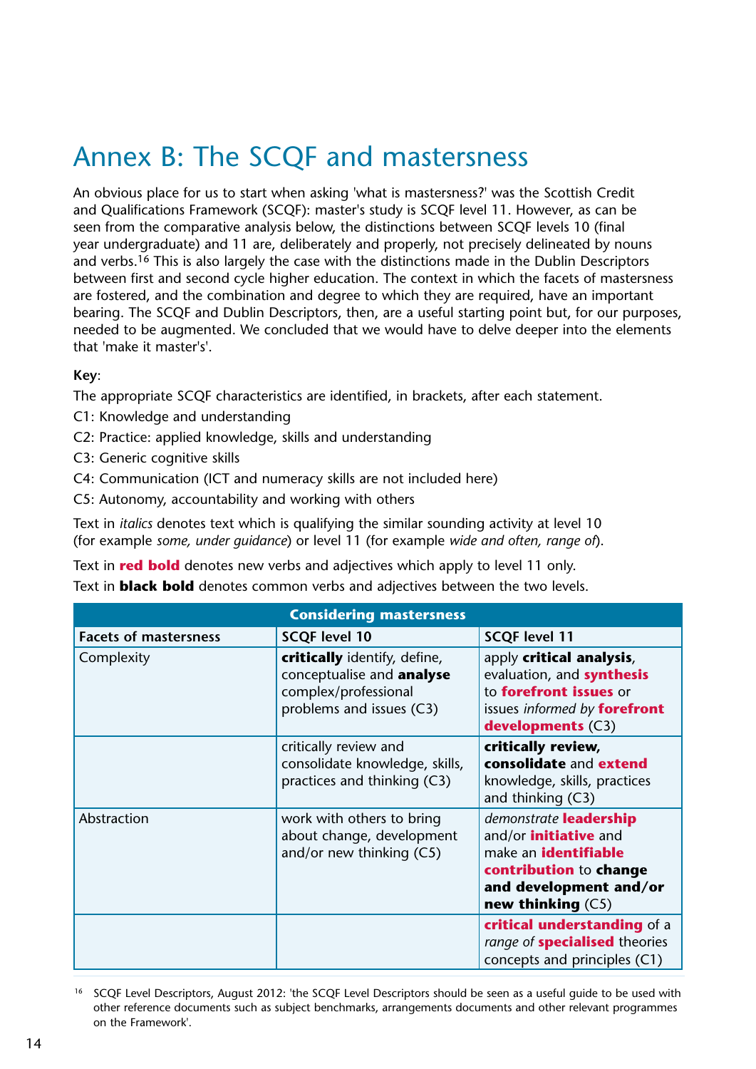# Annex B: The SCQF and mastersness

An obvious place for us to start when asking 'what is mastersness?' was the Scottish Credit and Qualifications Framework (SCQF): master's study is SCQF level 11. However, as can be seen from the comparative analysis below, the distinctions between SCQF levels 10 (final year undergraduate) and 11 are, deliberately and properly, not precisely delineated by nouns and verbs.[16] This is also largely the case with the distinctions made in the Dublin Descriptors between first and second cycle higher education. The context in which the facets of mastersness are fostered, and the combination and degree to which they are required, have an important bearing. The SCQF and Dublin Descriptors, then, are a useful starting point but, for our purposes, needed to be augmented. We concluded that we would have to delve deeper into the elements that 'make it master's'.

**Key**:

The appropriate SCQF characteristics are identified, in brackets, after each statement.

C1: Knowledge and understanding

C2: Practice: applied knowledge, skills and understanding

C3: Generic cognitive skills

C4: Communication (ICT and numeracy skills are not included here)

C5: Autonomy, accountability and working with others

Text in *italics* denotes text which is qualifying the similar sounding activity at level 10 (for example *some, under guidance*) or level 11 (for example *wide and often, range of*).

Text in **red bold** denotes new verbs and adjectives which apply to level 11 only.

Text in **black bold** denotes common verbs and adjectives between the two levels.

| Considering mastersness | | |
|---|---|---|
| **Facets of mastersness** | **SCQF level 10** | **SCQF level 11** |
| Complexity | **critically** identify, define, conceptualise and **analyse** complex/professional problems and issues (C3) | apply **critical analysis**, evaluation, and **synthesis** to **forefront issues** or issues *informed by* **forefront developments** (C3) |
| | critically review and consolidate knowledge, skills, practices and thinking (C3) | **critically review, consolidate** and **extend** knowledge, skills, practices and thinking (C3) |
| Abstraction | work with others to bring about change, development and/or new thinking (C5) | *demonstrate* **leadership** and/or **initiative** and make an **identifiable contribution** to **change and development and/or new thinking** (C5) |
| | | **critical understanding** of a *range of* **specialised** theories concepts and principles (C1) |

[16] SCQF Level Descriptors, August 2012: 'the SCQF Level Descriptors should be seen as a useful guide to be used with other reference documents such as subject benchmarks, arrangements documents and other relevant programmes on the Framework'.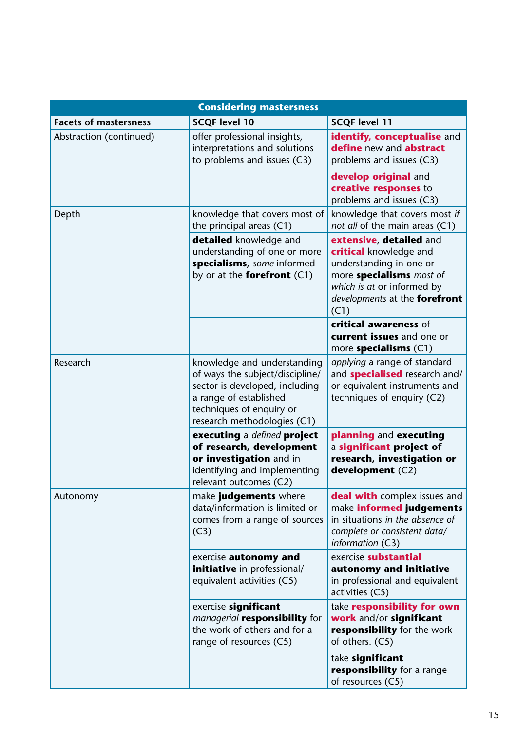| Considering mastersness | | |
|---|---|---|
| **Facets of mastersness** | **SCQF level 10** | **SCQF level 11** |
| Abstraction (continued) | offer professional insights, interpretations and solutions to problems and issues (C3) | **identify, conceptualise** and **define** new and **abstract** problems and issues (C3)<br><br>**develop original** and **creative responses** to problems and issues (C3) |
| Depth | knowledge that covers most of the principal areas (C1) | knowledge that covers most *if not all* of the main areas (C1) |
| | **detailed** knowledge and understanding of one or more **specialisms**, *some* informed by or at the **forefront** (C1) | **extensive**, **detailed** and **critical** knowledge and understanding in one or more **specialisms** *most of which is at* or informed by *developments* at the **forefront** (C1) |
| | | **critical awareness** of **current issues** and one or more **specialisms** (C1) |
| Research | knowledge and understanding of ways the subject/discipline/sector is developed, including a range of established techniques of enquiry or research methodologies (C1) | *applying* a range of standard and **specialised** research and/or equivalent instruments and techniques of enquiry (C2) |
| | **executing** a *defined* **project of research, development or investigation** and in identifying and implementing relevant outcomes (C2) | **planning** and **executing** a **significant project of research, investigation or development** (C2) |
| Autonomy | make **judgements** where data/information is limited or comes from a range of sources (C3) | **deal with** complex issues and make **informed judgements** in situations *in the absence of complete or consistent data/information* (C3) |
| | exercise **autonomy and initiative** in professional/equivalent activities (C5) | exercise **substantial autonomy and initiative** in professional and equivalent activities (C5) |
| | exercise **significant** *managerial* **responsibility** for the work of others and for a range of resources (C5) | take **responsibility for own work** and/or **significant responsibility** for the work of others. (C5)<br><br>take **significant responsibility** for a range of resources (C5) |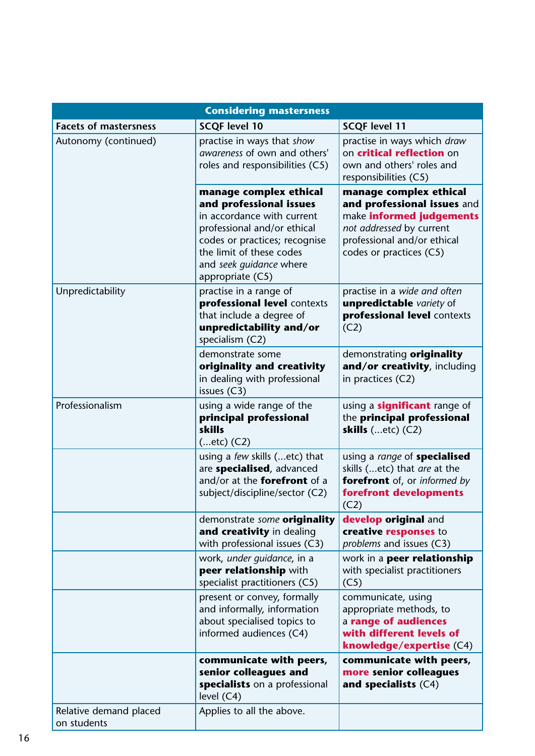| Considering mastersness | | |
|---|---|---|
| **Facets of mastersness** | **SCQF level 10** | **SCQF level 11** |
| Autonomy (continued) | practise in ways that *show awareness* of own and others' roles and responsibilities (C5) | practise in ways which *draw* on **critical reflection** on own and others' roles and responsibilities (C5) |
| | **manage complex ethical and professional issues** in accordance with current professional and/or ethical codes or practices; recognise the limit of these codes and *seek guidance* where appropriate (C5) | **manage complex ethical and professional issues** and make **informed judgements** *not addressed* by current professional and/or ethical codes or practices (C5) |
| Unpredictability | practise in a range of **professional level** contexts that include a degree of **unpredictability and/or** specialism (C2) | practise in a *wide and often* **unpredictable** *variety* of **professional level** contexts (C2) |
| | demonstrate some **originality and creativity** in dealing with professional issues (C3) | demonstrating **originality and/or creativity**, including in practices (C2) |
| Professionalism | using a wide range of the **principal professional skills** (...etc) (C2) | using a **significant** range of the **principal professional skills** (...etc) (C2) |
| | using a *few* skills (...etc) that are **specialised**, advanced and/or at the **forefront** of a subject/discipline/sector (C2) | using a *range* of **specialised** skills (...etc) that *are* at the **forefront** of, or *informed by* **forefront developments** (C2) |
| | demonstrate *some* **originality and creativity** in dealing with professional issues (C3) | **develop original** and **creative responses** to *problems* and issues (C3) |
| | work, *under guidance*, in a **peer relationship** with specialist practitioners (C5) | work in a **peer relationship** with specialist practitioners (C5) |
| | present or convey, formally and informally, information about specialised topics to informed audiences (C4) | communicate, using appropriate methods, to a **range of audiences with different levels of knowledge/expertise** (C4) |
| | **communicate with peers, senior colleagues and specialists** on a professional level (C4) | **communicate with peers, more senior colleagues and specialists** (C4) |
| Relative demand placed on students | Applies to all the above. | |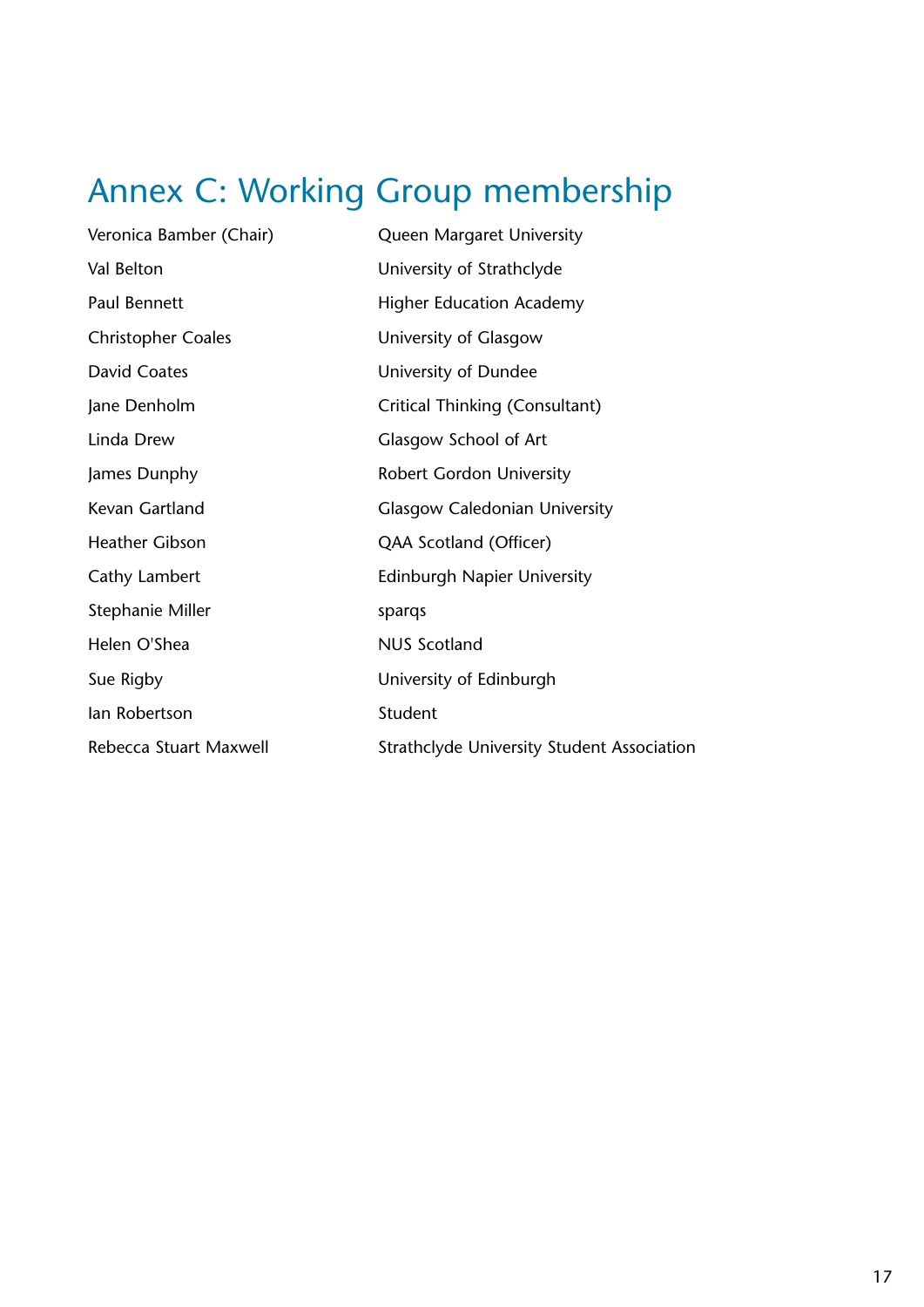# Annex C: Working Group membership

| | |
|---|---|
| Veronica Bamber (Chair) | Queen Margaret University |
| Val Belton | University of Strathclyde |
| Paul Bennett | Higher Education Academy |
| Christopher Coales | University of Glasgow |
| David Coates | University of Dundee |
| Jane Denholm | Critical Thinking (Consultant) |
| Linda Drew | Glasgow School of Art |
| James Dunphy | Robert Gordon University |
| Kevan Gartland | Glasgow Caledonian University |
| Heather Gibson | QAA Scotland (Officer) |
| Cathy Lambert | Edinburgh Napier University |
| Stephanie Miller | sparqs |
| Helen O'Shea | NUS Scotland |
| Sue Rigby | University of Edinburgh |
| Ian Robertson | Student |
| Rebecca Stuart Maxwell | Strathclyde University Student Association |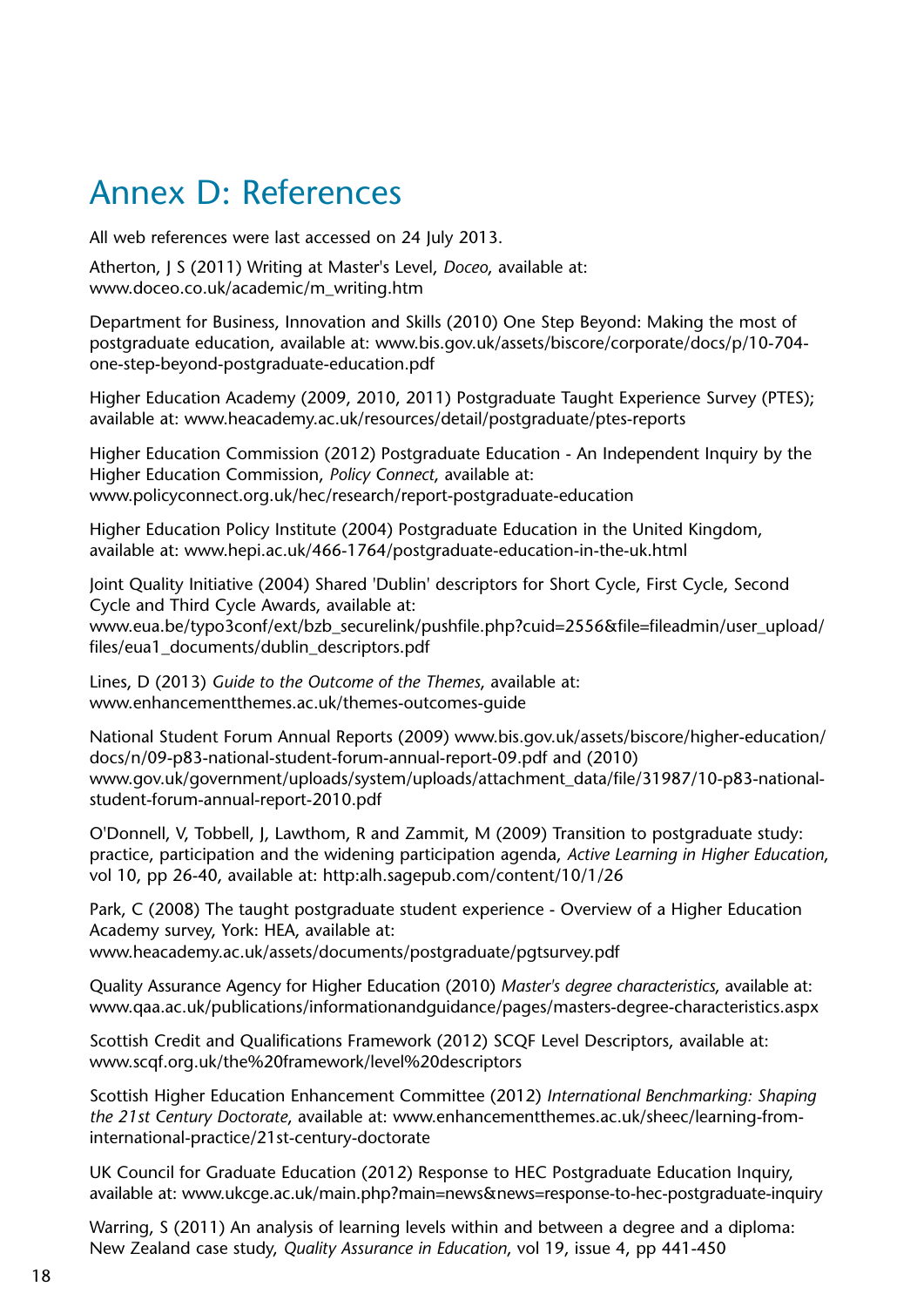# Annex D: References

All web references were last accessed on 24 July 2013.

Atherton, J S (2011) Writing at Master's Level, *Doceo*, available at: www.doceo.co.uk/academic/m_writing.htm

Department for Business, Innovation and Skills (2010) One Step Beyond: Making the most of postgraduate education, available at: www.bis.gov.uk/assets/biscore/corporate/docs/p/10-704-one-step-beyond-postgraduate-education.pdf

Higher Education Academy (2009, 2010, 2011) Postgraduate Taught Experience Survey (PTES); available at: www.heacademy.ac.uk/resources/detail/postgraduate/ptes-reports

Higher Education Commission (2012) Postgraduate Education - An Independent Inquiry by the Higher Education Commission, *Policy Connect*, available at: www.policyconnect.org.uk/hec/research/report-postgraduate-education

Higher Education Policy Institute (2004) Postgraduate Education in the United Kingdom, available at: www.hepi.ac.uk/466-1764/postgraduate-education-in-the-uk.html

Joint Quality Initiative (2004) Shared 'Dublin' descriptors for Short Cycle, First Cycle, Second Cycle and Third Cycle Awards, available at: www.eua.be/typo3conf/ext/bzb_securelink/pushfile.php?cuid=2556&file=fileadmin/user_upload/files/eua1_documents/dublin_descriptors.pdf

Lines, D (2013) *Guide to the Outcome of the Themes*, available at: www.enhancementthemes.ac.uk/themes-outcomes-guide

National Student Forum Annual Reports (2009) www.bis.gov.uk/assets/biscore/higher-education/docs/n/09-p83-national-student-forum-annual-report-09.pdf and (2010) www.gov.uk/government/uploads/system/uploads/attachment_data/file/31987/10-p83-national-student-forum-annual-report-2010.pdf

O'Donnell, V, Tobbell, J, Lawthom, R and Zammit, M (2009) Transition to postgraduate study: practice, participation and the widening participation agenda, *Active Learning in Higher Education*, vol 10, pp 26-40, available at: http:alh.sagepub.com/content/10/1/26

Park, C (2008) The taught postgraduate student experience - Overview of a Higher Education Academy survey, York: HEA, available at: www.heacademy.ac.uk/assets/documents/postgraduate/pgtsurvey.pdf

Quality Assurance Agency for Higher Education (2010) *Master's degree characteristics*, available at: www.qaa.ac.uk/publications/informationandguidance/pages/masters-degree-characteristics.aspx

Scottish Credit and Qualifications Framework (2012) SCQF Level Descriptors, available at: www.scqf.org.uk/the%20framework/level%20descriptors

Scottish Higher Education Enhancement Committee (2012) *International Benchmarking: Shaping the 21st Century Doctorate*, available at: www.enhancementthemes.ac.uk/sheec/learning-from-international-practice/21st-century-doctorate

UK Council for Graduate Education (2012) Response to HEC Postgraduate Education Inquiry, available at: www.ukcge.ac.uk/main.php?main=news&news=response-to-hec-postgraduate-inquiry

Warring, S (2011) An analysis of learning levels within and between a degree and a diploma: New Zealand case study, *Quality Assurance in Education*, vol 19, issue 4, pp 441-450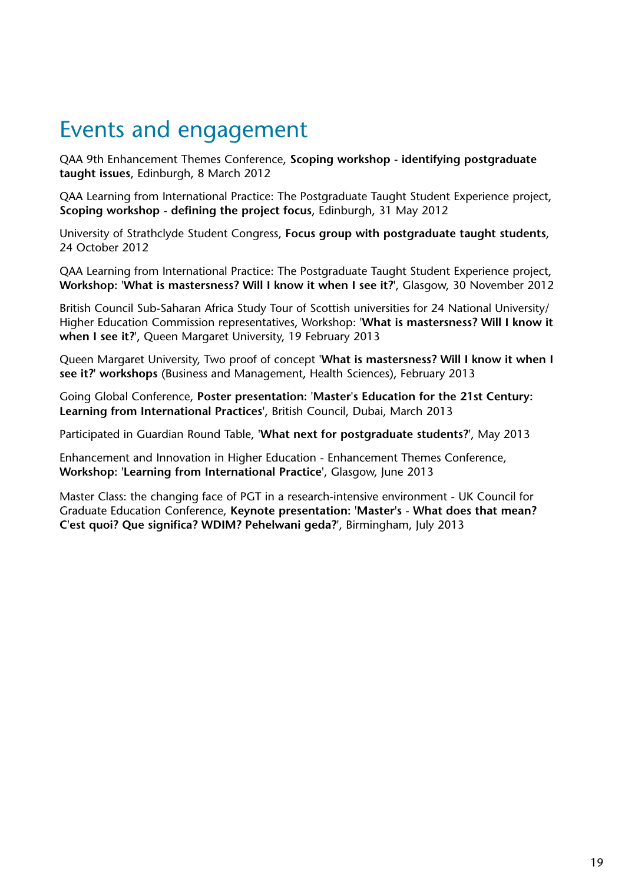# Events and engagement

QAA 9th Enhancement Themes Conference, **Scoping workshop - identifying postgraduate taught issues**, Edinburgh, 8 March 2012

QAA Learning from International Practice: The Postgraduate Taught Student Experience project, **Scoping workshop - defining the project focus**, Edinburgh, 31 May 2012

University of Strathclyde Student Congress, **Focus group with postgraduate taught students**, 24 October 2012

QAA Learning from International Practice: The Postgraduate Taught Student Experience project, **Workshop:** '**What is mastersness? Will I know it when I see it?**', Glasgow, 30 November 2012

British Council Sub-Saharan Africa Study Tour of Scottish universities for 24 National University/ Higher Education Commission representatives, Workshop: '**What is mastersness? Will I know it when I see it?**', Queen Margaret University, 19 February 2013

Queen Margaret University, Two proof of concept '**What is mastersness? Will I know it when I see it?**' **workshops** (Business and Management, Health Sciences), February 2013

Going Global Conference, **Poster presentation:** '**Master's Education for the 21st Century: Learning from International Practices**', British Council, Dubai, March 2013

Participated in Guardian Round Table, '**What next for postgraduate students?**', May 2013

Enhancement and Innovation in Higher Education - Enhancement Themes Conference, **Workshop:** '**Learning from International Practice**', Glasgow, June 2013

Master Class: the changing face of PGT in a research-intensive environment - UK Council for Graduate Education Conference, **Keynote presentation:** '**Master's - What does that mean? C'est quoi? Que significa? WDIM? Pehelwani geda?**', Birmingham, July 2013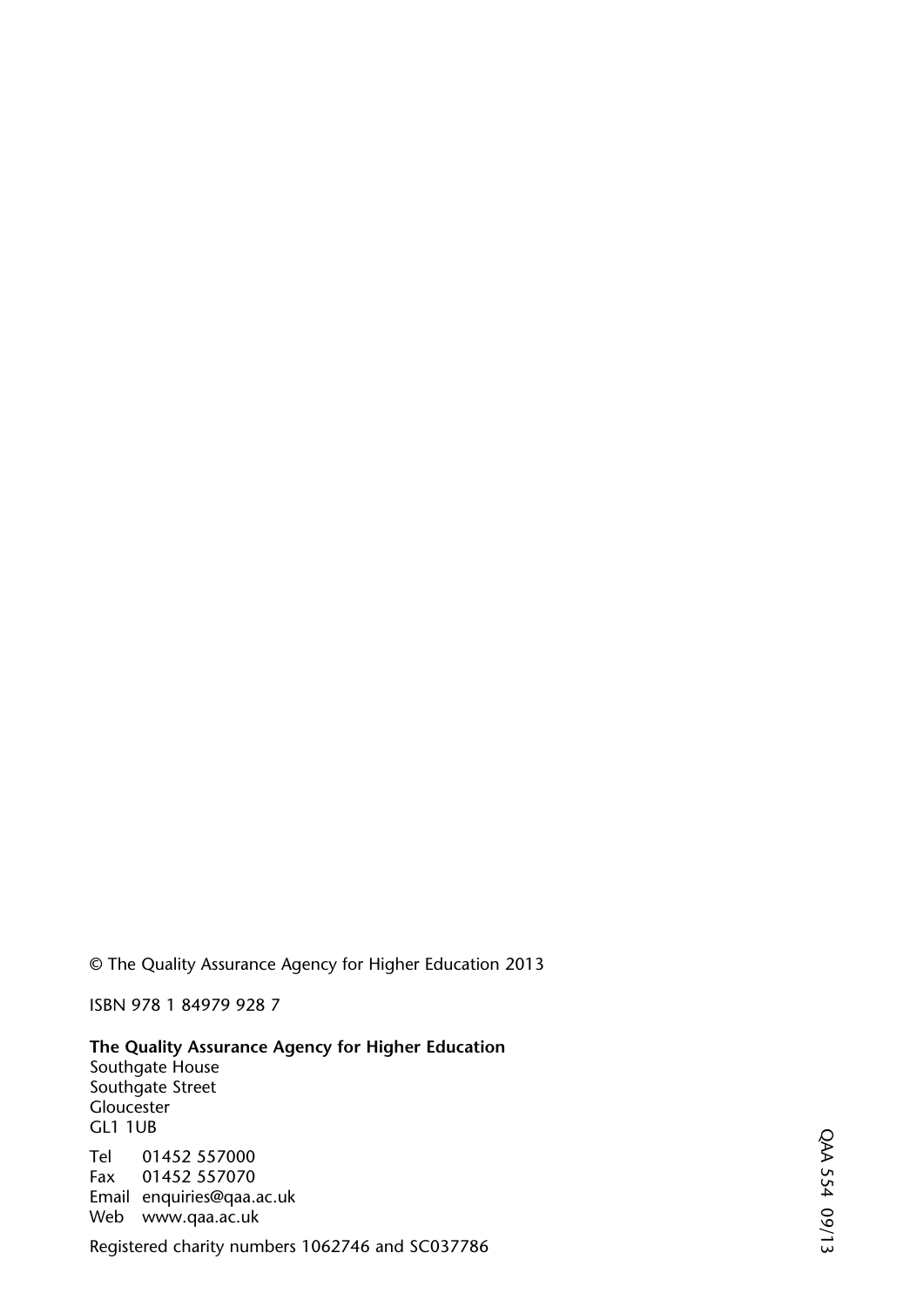© The Quality Assurance Agency for Higher Education 2013

ISBN 978 1 84979 928 7

**The Quality Assurance Agency for Higher Education**
Southgate House
Southgate Street
Gloucester
GL1 1UB

Tel 01452 557000
Fax 01452 557070
Email enquiries@qaa.ac.uk
Web www.qaa.ac.uk

Registered charity numbers 1062746 and SC037786

QAA 554 09/13